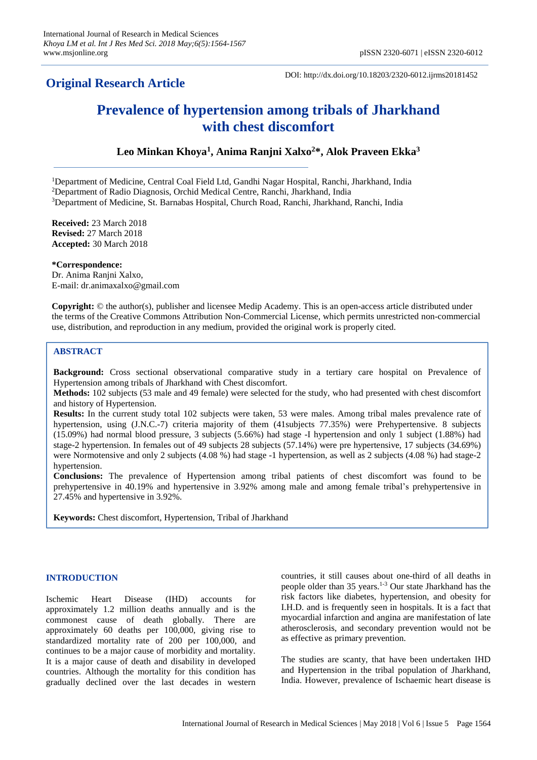**Original Research Article**

DOI: http://dx.doi.org/10.18203/2320-6012.ijrms20181452

# Prevalence of hypertension among tribals of Jharkhand with chest discomfort

**Leo Minkan Khoya[1], Anima Ranjni Xalxo[2]*, Alok Praveen Ekka[3]**

[1]Department of Medicine, Central Coal Field Ltd, Gandhi Nagar Hospital, Ranchi, Jharkhand, India
[2]Department of Radio Diagnosis, Orchid Medical Centre, Ranchi, Jharkhand, India
[3]Department of Medicine, St. Barnabas Hospital, Church Road, Ranchi, Jharkhand, Ranchi, India

**Received:** 23 March 2018
**Revised:** 27 March 2018
**Accepted:** 30 March 2018

**\*Correspondence:**
Dr. Anima Ranjni Xalxo,
E-mail: dr.animaxalxo@gmail.com

**Copyright:** © the author(s), publisher and licensee Medip Academy. This is an open-access article distributed under the terms of the Creative Commons Attribution Non-Commercial License, which permits unrestricted non-commercial use, distribution, and reproduction in any medium, provided the original work is properly cited.

## ABSTRACT

**Background:** Cross sectional observational comparative study in a tertiary care hospital on Prevalence of Hypertension among tribals of Jharkhand with Chest discomfort.

**Methods:** 102 subjects (53 male and 49 female) were selected for the study, who had presented with chest discomfort and history of Hypertension.

**Results:** In the current study total 102 subjects were taken, 53 were males. Among tribal males prevalence rate of hypertension, using (J.N.C.-7) criteria majority of them (41subjects 77.35%) were Prehypertensive. 8 subjects (15.09%) had normal blood pressure, 3 subjects (5.66%) had stage -I hypertension and only 1 subject (1.88%) had stage-2 hypertension. In females out of 49 subjects 28 subjects (57.14%) were pre hypertensive, 17 subjects (34.69%) were Normotensive and only 2 subjects (4.08 %) had stage -1 hypertension, as well as 2 subjects (4.08 %) had stage-2 hypertension.

**Conclusions:** The prevalence of Hypertension among tribal patients of chest discomfort was found to be prehypertensive in 40.19% and hypertensive in 3.92% among male and among female tribal's prehypertensive in 27.45% and hypertensive in 3.92%.

**Keywords:** Chest discomfort, Hypertension, Tribal of Jharkhand

## INTRODUCTION

Ischemic Heart Disease (IHD) accounts for approximately 1.2 million deaths annually and is the commonest cause of death globally. There are approximately 60 deaths per 100,000, giving rise to standardized mortality rate of 200 per 100,000, and continues to be a major cause of morbidity and mortality. It is a major cause of death and disability in developed countries. Although the mortality for this condition has gradually declined over the last decades in western countries, it still causes about one-third of all deaths in people older than 35 years.[1-3] Our state Jharkhand has the risk factors like diabetes, hypertension, and obesity for I.H.D. and is frequently seen in hospitals. It is a fact that myocardial infarction and angina are manifestation of late atherosclerosis, and secondary prevention would not be as effective as primary prevention.

The studies are scanty, that have been undertaken IHD and Hypertension in the tribal population of Jharkhand, India. However, prevalence of Ischaemic heart disease is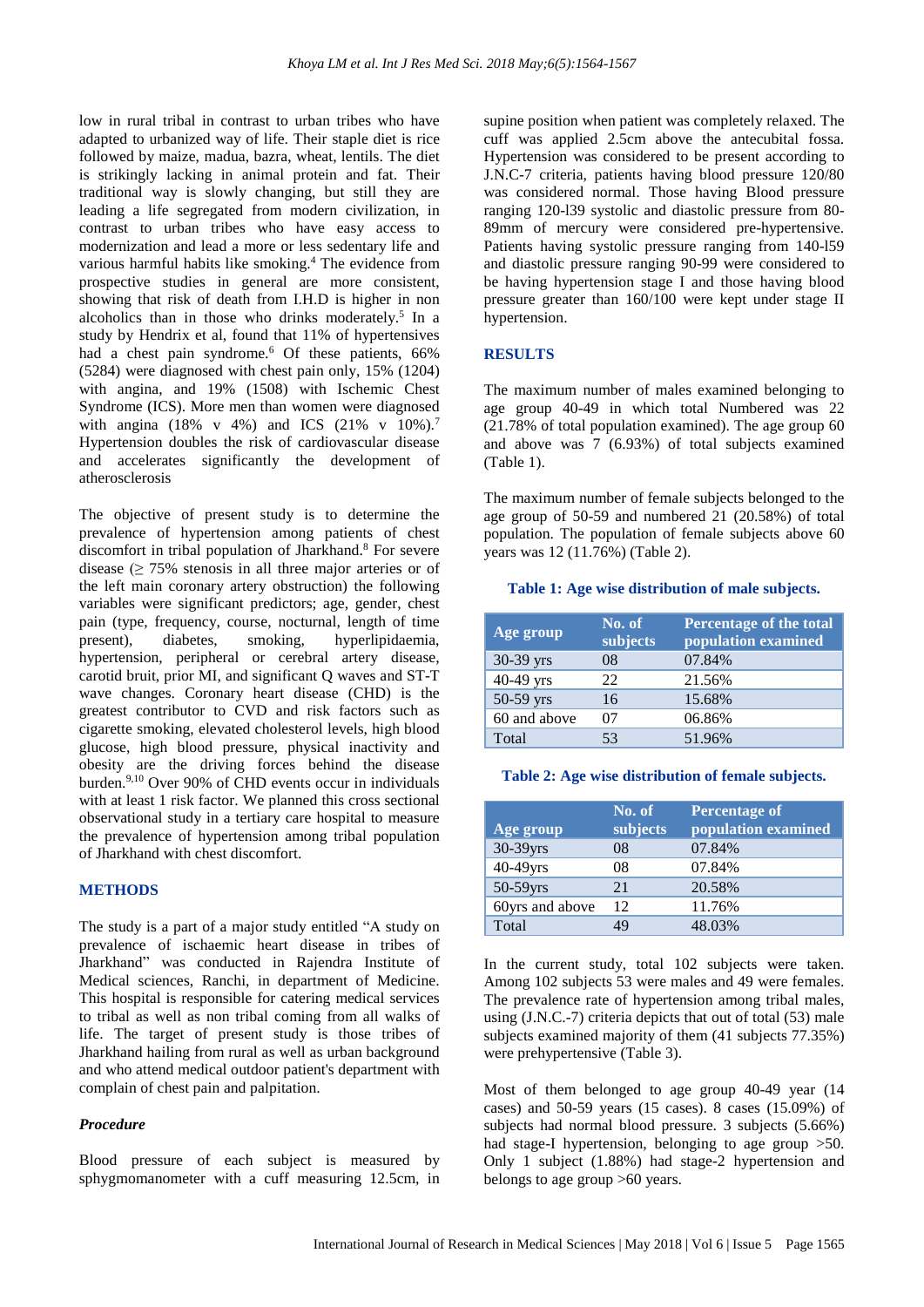low in rural tribal in contrast to urban tribes who have adapted to urbanized way of life. Their staple diet is rice followed by maize, madua, bazra, wheat, lentils. The diet is strikingly lacking in animal protein and fat. Their traditional way is slowly changing, but still they are leading a life segregated from modern civilization, in contrast to urban tribes who have easy access to modernization and lead a more or less sedentary life and various harmful habits like smoking.[4] The evidence from prospective studies in general are more consistent, showing that risk of death from I.H.D is higher in non alcoholics than in those who drinks moderately.[5] In a study by Hendrix et al, found that 11% of hypertensives had a chest pain syndrome.[6] Of these patients, 66% (5284) were diagnosed with chest pain only, 15% (1204) with angina, and 19% (1508) with Ischemic Chest Syndrome (ICS). More men than women were diagnosed with angina (18% v 4%) and ICS (21% v 10%).[7] Hypertension doubles the risk of cardiovascular disease and accelerates significantly the development of atherosclerosis

The objective of present study is to determine the prevalence of hypertension among patients of chest discomfort in tribal population of Jharkhand.[8] For severe disease (≥ 75% stenosis in all three major arteries or of the left main coronary artery obstruction) the following variables were significant predictors; age, gender, chest pain (type, frequency, course, nocturnal, length of time present), diabetes, smoking, hyperlipidaemia, hypertension, peripheral or cerebral artery disease, carotid bruit, prior MI, and significant Q waves and ST-T wave changes. Coronary heart disease (CHD) is the greatest contributor to CVD and risk factors such as cigarette smoking, elevated cholesterol levels, high blood glucose, high blood pressure, physical inactivity and obesity are the driving forces behind the disease burden.[9,10] Over 90% of CHD events occur in individuals with at least 1 risk factor. We planned this cross sectional observational study in a tertiary care hospital to measure the prevalence of hypertension among tribal population of Jharkhand with chest discomfort.

## METHODS

The study is a part of a major study entitled "A study on prevalence of ischaemic heart disease in tribes of Jharkhand" was conducted in Rajendra Institute of Medical sciences, Ranchi, in department of Medicine. This hospital is responsible for catering medical services to tribal as well as non tribal coming from all walks of life. The target of present study is those tribes of Jharkhand hailing from rural as well as urban background and who attend medical outdoor patient's department with complain of chest pain and palpitation.

### *Procedure*

Blood pressure of each subject is measured by sphygmomanometer with a cuff measuring 12.5cm, in supine position when patient was completely relaxed. The cuff was applied 2.5cm above the antecubital fossa. Hypertension was considered to be present according to J.N.C-7 criteria, patients having blood pressure 120/80 was considered normal. Those having Blood pressure ranging 120-139 systolic and diastolic pressure from 80-89mm of mercury were considered pre-hypertensive. Patients having systolic pressure ranging from 140-159 and diastolic pressure ranging 90-99 were considered to be having hypertension stage I and those having blood pressure greater than 160/100 were kept under stage II hypertension.

## RESULTS

The maximum number of males examined belonging to age group 40-49 in which total Numbered was 22 (21.78% of total population examined). The age group 60 and above was 7 (6.93%) of total subjects examined (Table 1).

The maximum number of female subjects belonged to the age group of 50-59 and numbered 21 (20.58%) of total population. The population of female subjects above 60 years was 12 (11.76%) (Table 2).

**Table 1: Age wise distribution of male subjects.**

| Age group | No. of subjects | Percentage of the total population examined |
|---|---|---|
| 30-39 yrs | 08 | 07.84% |
| 40-49 yrs | 22 | 21.56% |
| 50-59 yrs | 16 | 15.68% |
| 60 and above | 07 | 06.86% |
| Total | 53 | 51.96% |

**Table 2: Age wise distribution of female subjects.**

| Age group | No. of subjects | Percentage of population examined |
|---|---|---|
| 30-39yrs | 08 | 07.84% |
| 40-49yrs | 08 | 07.84% |
| 50-59yrs | 21 | 20.58% |
| 60yrs and above | 12 | 11.76% |
| Total | 49 | 48.03% |

In the current study, total 102 subjects were taken. Among 102 subjects 53 were males and 49 were females. The prevalence rate of hypertension among tribal males, using (J.N.C.-7) criteria depicts that out of total (53) male subjects examined majority of them (41 subjects 77.35%) were prehypertensive (Table 3).

Most of them belonged to age group 40-49 year (14 cases) and 50-59 years (15 cases). 8 cases (15.09%) of subjects had normal blood pressure. 3 subjects (5.66%) had stage-I hypertension, belonging to age group >50. Only 1 subject (1.88%) had stage-2 hypertension and belongs to age group >60 years.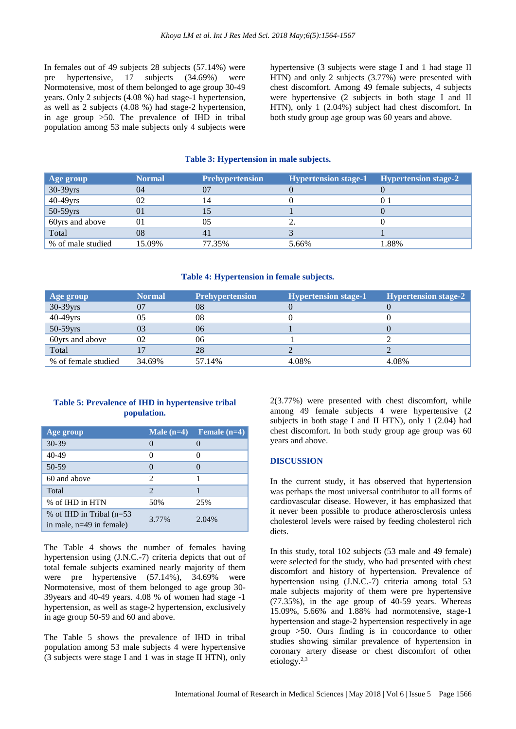In females out of 49 subjects 28 subjects (57.14%) were pre hypertensive, 17 subjects (34.69%) were Normotensive, most of them belonged to age group 30-49 years. Only 2 subjects (4.08 %) had stage-1 hypertension, as well as 2 subjects (4.08 %) had stage-2 hypertension, in age group >50. The prevalence of IHD in tribal population among 53 male subjects only 4 subjects were hypertensive (3 subjects were stage I and 1 had stage II HTN) and only 2 subjects (3.77%) were presented with chest discomfort. Among 49 female subjects, 4 subjects were hypertensive (2 subjects in both stage I and II HTN), only 1 (2.04%) subject had chest discomfort. In both study group age group was 60 years and above.

**Table 3: Hypertension in male subjects.**

| Age group | Normal | Prehypertension | Hypertension stage-1 | Hypertension stage-2 |
|---|---|---|---|---|
| 30-39yrs | 04 | 07 | 0 | 0 |
| 40-49yrs | 02 | 14 | 0 | 0 1 |
| 50-59yrs | 01 | 15 | 1 | 0 |
| 60yrs and above | 01 | 05 | 2. | 0 |
| Total | 08 | 41 | 3 | 1 |
| % of male studied | 15.09% | 77.35% | 5.66% | 1.88% |

**Table 4: Hypertension in female subjects.**

| Age group | Normal | Prehypertension | Hypertension stage-1 | Hypertension stage-2 |
|---|---|---|---|---|
| 30-39yrs | 07 | 08 | 0 | 0 |
| 40-49yrs | 05 | 08 | 0 | 0 |
| 50-59yrs | 03 | 06 | 1 | 0 |
| 60yrs and above | 02 | 06 | 1 | 2 |
| Total | 17 | 28 | 2 | 2 |
| % of female studied | 34.69% | 57.14% | 4.08% | 4.08% |

**Table 5: Prevalence of IHD in hypertensive tribal population.**

| Age group | Male (n=4) | Female (n=4) |
|---|---|---|
| 30-39 | 0 | 0 |
| 40-49 | 0 | 0 |
| 50-59 | 0 | 0 |
| 60 and above | 2 | 1 |
| Total | 2 | 1 |
| % of IHD in HTN | 50% | 25% |
| % of IHD in Tribal (n=53 in male, n=49 in female) | 3.77% | 2.04% |

The Table 4 shows the number of females having hypertension using (J.N.C.-7) criteria depicts that out of total female subjects examined nearly majority of them were pre hypertensive (57.14%), 34.69% were Normotensive, most of them belonged to age group 30-39years and 40-49 years. 4.08 % of women had stage -1 hypertension, as well as stage-2 hypertension, exclusively in age group 50-59 and 60 and above.

The Table 5 shows the prevalence of IHD in tribal population among 53 male subjects 4 were hypertensive (3 subjects were stage I and 1 was in stage II HTN), only 2(3.77%) were presented with chest discomfort, while among 49 female subjects 4 were hypertensive (2 subjects in both stage I and II HTN), only 1 (2.04) had chest discomfort. In both study group age group was 60 years and above.

## DISCUSSION

In the current study, it has observed that hypertension was perhaps the most universal contributor to all forms of cardiovascular disease. However, it has emphasized that it never been possible to produce atherosclerosis unless cholesterol levels were raised by feeding cholesterol rich diets.

In this study, total 102 subjects (53 male and 49 female) were selected for the study, who had presented with chest discomfort and history of hypertension. Prevalence of hypertension using (J.N.C.-7) criteria among total 53 male subjects majority of them were pre hypertensive (77.35%), in the age group of 40-59 years. Whereas 15.09%, 5.66% and 1.88% had normotensive, stage-1 hypertension and stage-2 hypertension respectively in age group >50. Ours finding is in concordance to other studies showing similar prevalence of hypertension in coronary artery disease or chest discomfort of other etiology.[2,3]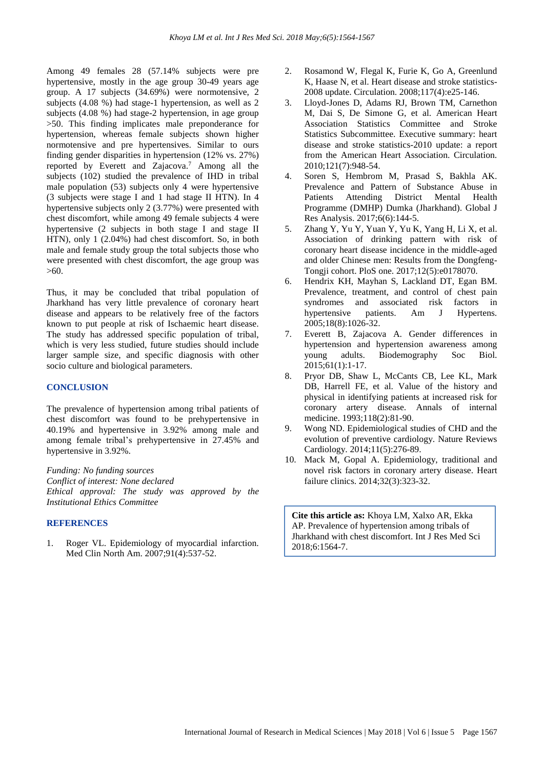Among 49 females 28 (57.14% subjects were pre hypertensive, mostly in the age group 30-49 years age group. A 17 subjects (34.69%) were normotensive, 2 subjects (4.08 %) had stage-1 hypertension, as well as 2 subjects (4.08 %) had stage-2 hypertension, in age group >50. This finding implicates male preponderance for hypertension, whereas female subjects shown higher normotensive and pre hypertensives. Similar to ours finding gender disparities in hypertension (12% vs. 27%) reported by Everett and Zajacova.[7] Among all the subjects (102) studied the prevalence of IHD in tribal male population (53) subjects only 4 were hypertensive (3 subjects were stage I and 1 had stage II HTN). In 4 hypertensive subjects only 2 (3.77%) were presented with chest discomfort, while among 49 female subjects 4 were hypertensive (2 subjects in both stage I and stage II HTN), only 1 (2.04%) had chest discomfort. So, in both male and female study group the total subjects those who were presented with chest discomfort, the age group was >60.

Thus, it may be concluded that tribal population of Jharkhand has very little prevalence of coronary heart disease and appears to be relatively free of the factors known to put people at risk of Ischaemic heart disease. The study has addressed specific population of tribal, which is very less studied, future studies should include larger sample size, and specific diagnosis with other socio culture and biological parameters.

## CONCLUSION

The prevalence of hypertension among tribal patients of chest discomfort was found to be prehypertensive in 40.19% and hypertensive in 3.92% among male and among female tribal's prehypertensive in 27.45% and hypertensive in 3.92%.

*Funding: No funding sources*
*Conflict of interest: None declared*
*Ethical approval: The study was approved by the Institutional Ethics Committee*

## REFERENCES

1. Roger VL. Epidemiology of myocardial infarction. Med Clin North Am. 2007;91(4):537-52.
2. Rosamond W, Flegal K, Furie K, Go A, Greenlund K, Haase N, et al. Heart disease and stroke statistics-2008 update. Circulation. 2008;117(4):e25-146.
3. Lloyd-Jones D, Adams RJ, Brown TM, Carnethon M, Dai S, De Simone G, et al. American Heart Association Statistics Committee and Stroke Statistics Subcommittee. Executive summary: heart disease and stroke statistics-2010 update: a report from the American Heart Association. Circulation. 2010;121(7):948-54.
4. Soren S, Hembrom M, Prasad S, Bakhla AK. Prevalence and Pattern of Substance Abuse in Patients Attending District Mental Health Programme (DMHP) Dumka (Jharkhand). Global J Res Analysis. 2017;6(6):144-5.
5. Zhang Y, Yu Y, Yuan Y, Yu K, Yang H, Li X, et al. Association of drinking pattern with risk of coronary heart disease incidence in the middle-aged and older Chinese men: Results from the Dongfeng-Tongji cohort. PloS one. 2017;12(5):e0178070.
6. Hendrix KH, Mayhan S, Lackland DT, Egan BM. Prevalence, treatment, and control of chest pain syndromes and associated risk factors in hypertensive patients. Am J Hypertens. 2005;18(8):1026-32.
7. Everett B, Zajacova A. Gender differences in hypertension and hypertension awareness among young adults. Biodemography Soc Biol. 2015;61(1):1-17.
8. Pryor DB, Shaw L, McCants CB, Lee KL, Mark DB, Harrell FE, et al. Value of the history and physical in identifying patients at increased risk for coronary artery disease. Annals of internal medicine. 1993;118(2):81-90.
9. Wong ND. Epidemiological studies of CHD and the evolution of preventive cardiology. Nature Reviews Cardiology. 2014;11(5):276-89.
10. Mack M, Gopal A. Epidemiology, traditional and novel risk factors in coronary artery disease. Heart failure clinics. 2014;32(3):323-32.

**Cite this article as:** Khoya LM, Xalxo AR, Ekka AP. Prevalence of hypertension among tribals of Jharkhand with chest discomfort. Int J Res Med Sci 2018;6:1564-7.